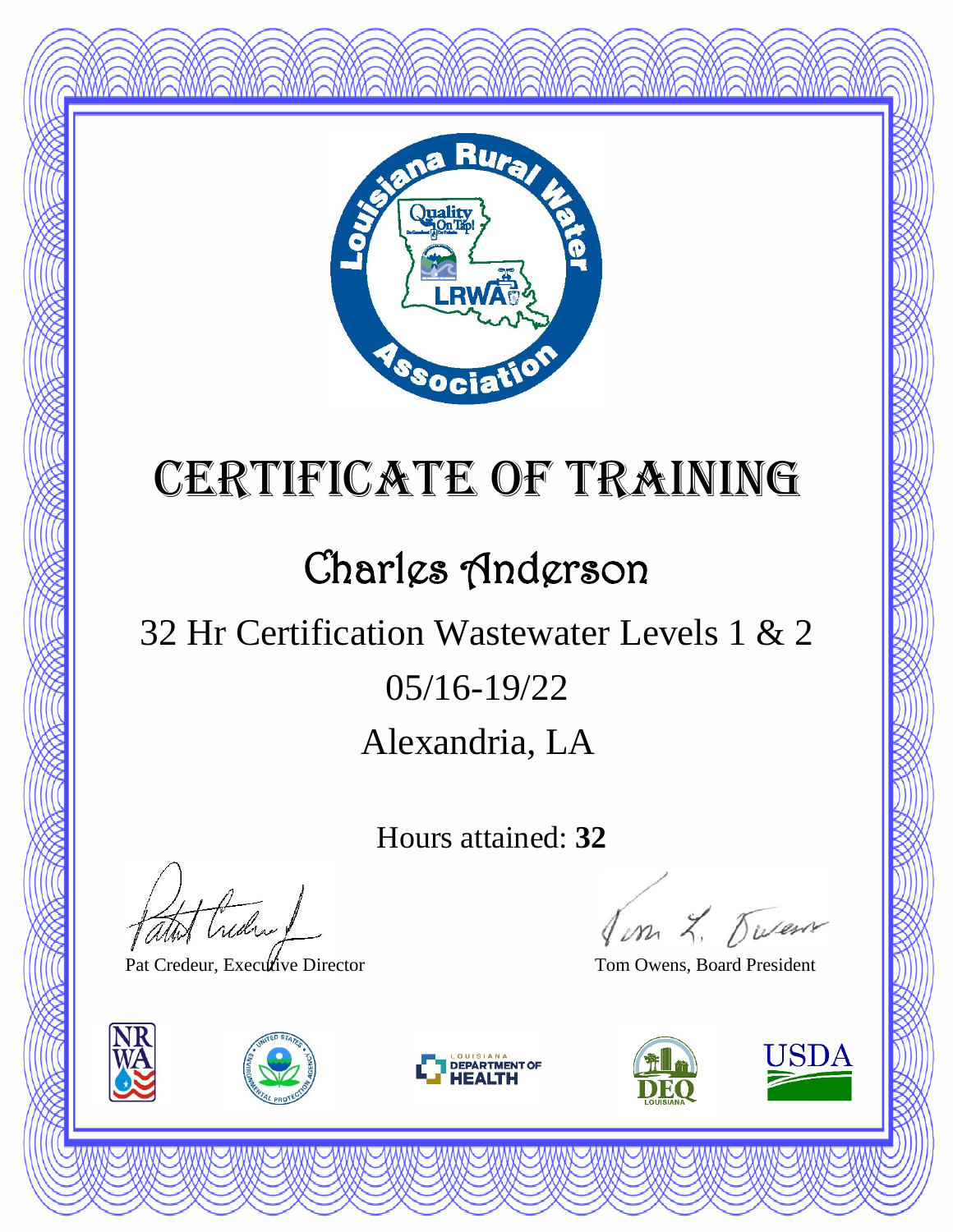# Certificate of Training

## Charles Anderson

32 Hr Certification Wastewater Levels 1 & 2

05/16-19/22

Alexandria, LA

Hours attained: **32**

Pat Credeur, Executive Director

Tom Owens, Board President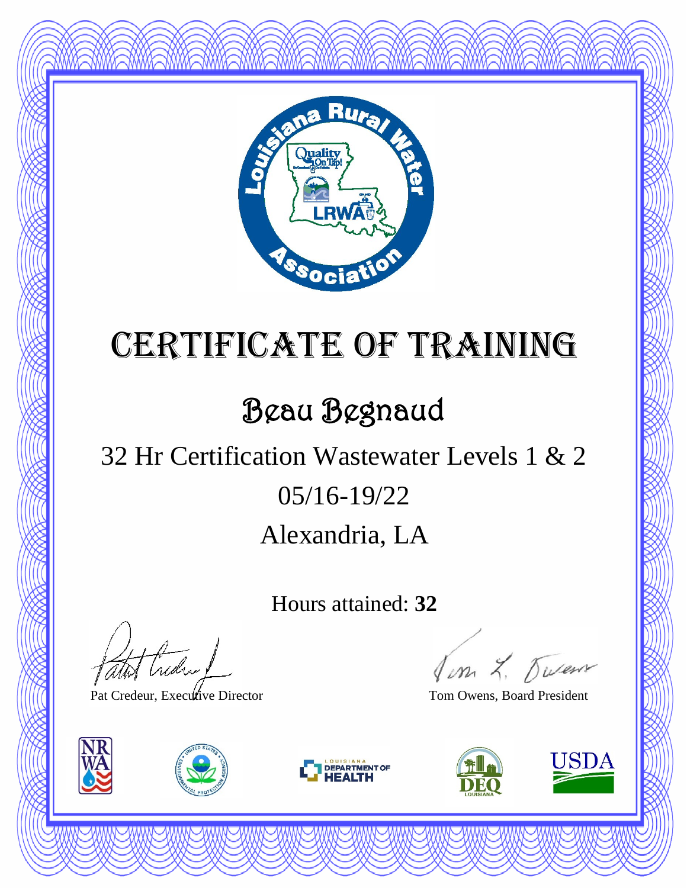# Certificate of Training

## Beau Begnaud

32 Hr Certification Wastewater Levels 1 & 2

05/16-19/22

Alexandria, LA

Hours attained: **32**

Pat Credeur, Executive Director

Tom Owens, Board President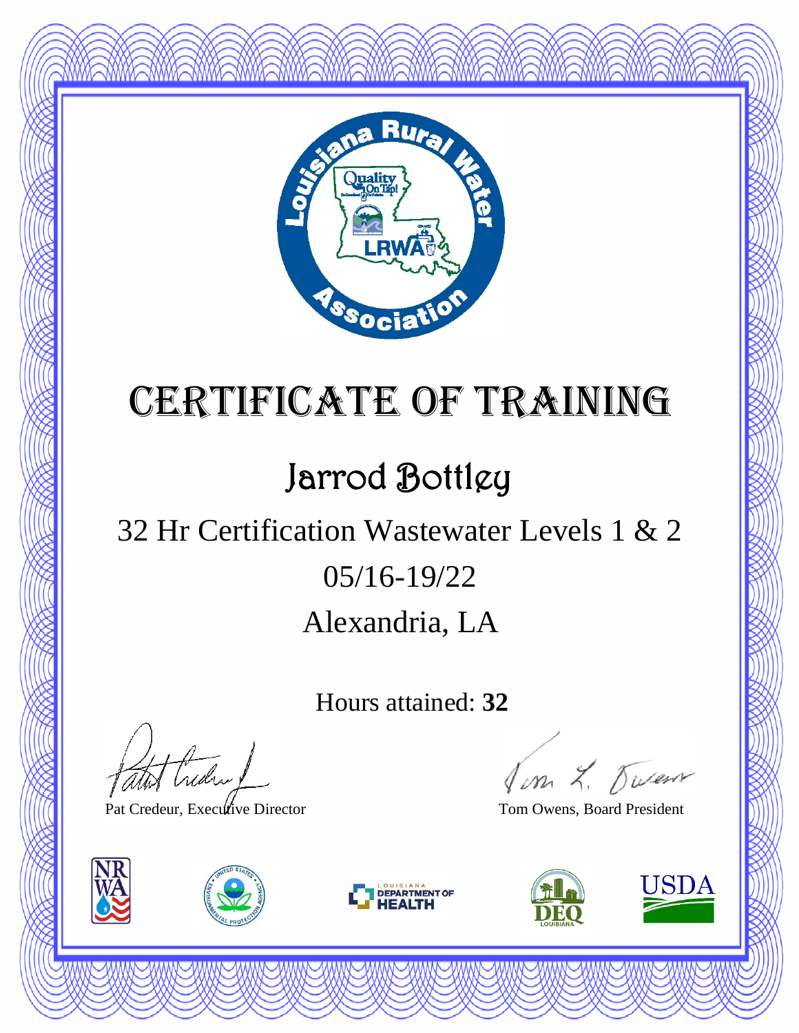# Certificate of Training

## Jarrod Bottley

32 Hr Certification Wastewater Levels 1 & 2

05/16-19/22

Alexandria, LA

Hours attained: **32**

Pat Credeur, Executive Director

Tom Owens, Board President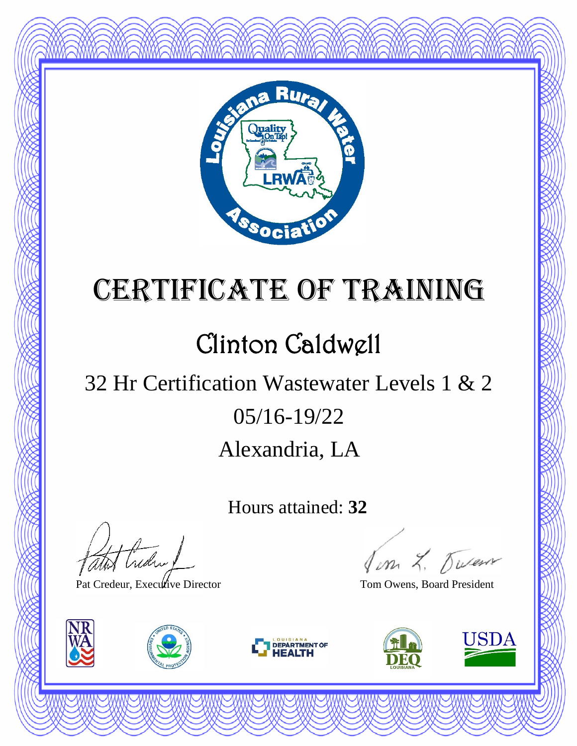# Certificate of Training

## Clinton Caldwell

32 Hr Certification Wastewater Levels 1 & 2

05/16-19/22

Alexandria, LA

Hours attained: **32**

Pat Credeur, Executive Director

Tom Owens, Board President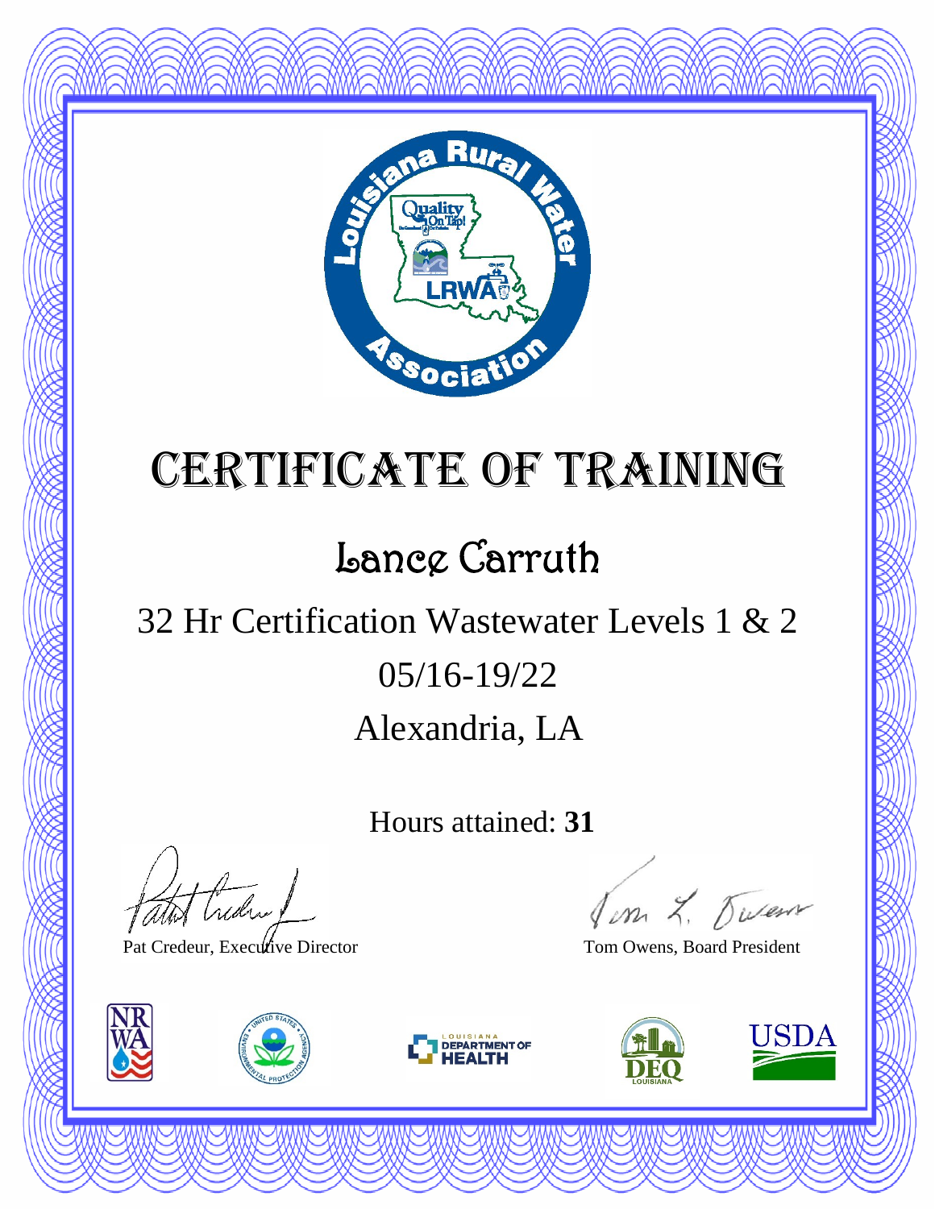# Certificate of Training

## Lance Carruth

32 Hr Certification Wastewater Levels 1 & 2

05/16-19/22

Alexandria, LA

Hours attained: **31**

Pat Credeur, Executive Director

Tom Owens, Board President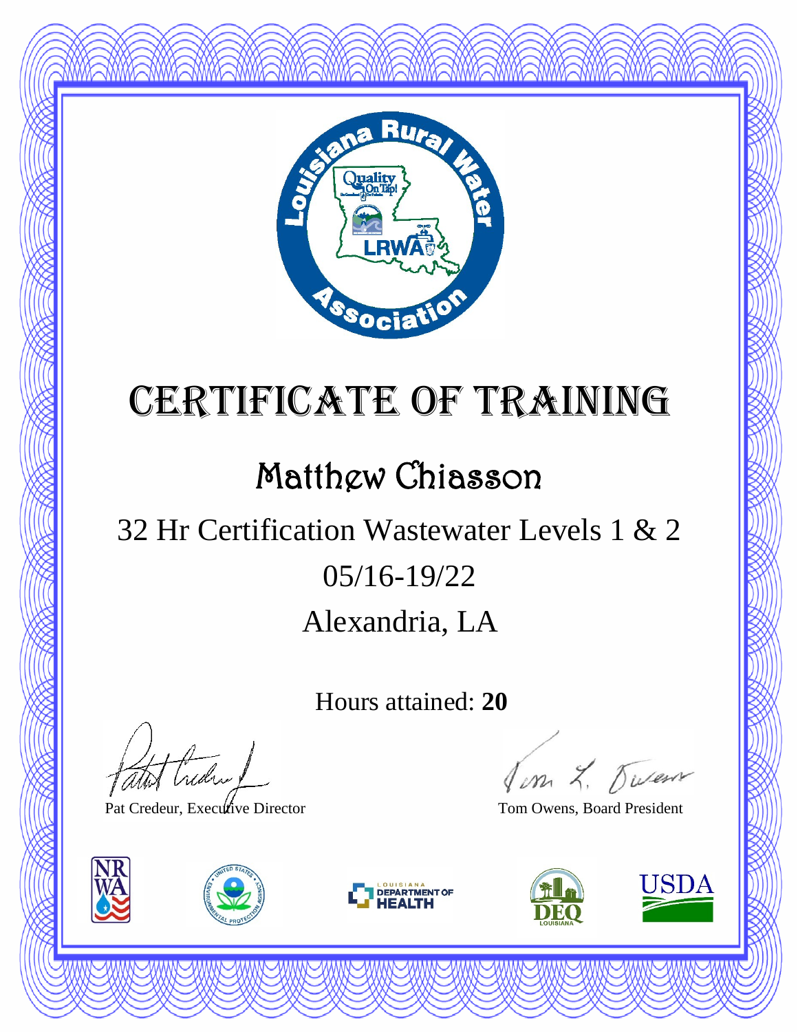# Certificate of Training

## Matthew Chiasson

32 Hr Certification Wastewater Levels 1 & 2

05/16-19/22

Alexandria, LA

Hours attained: **20**

Pat Credeur, Executive Director

Tom Owens, Board President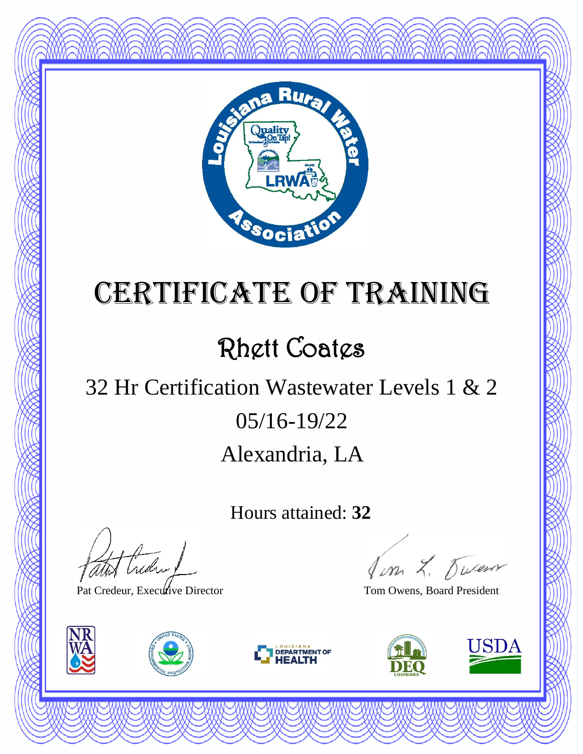# CERTIFICATE OF TRAINING

## Rhett Coates

32 Hr Certification Wastewater Levels 1 & 2

05/16-19/22

Alexandria, LA

Hours attained: **32**

Pat Credeur, Executive Director

Tom Owens, Board President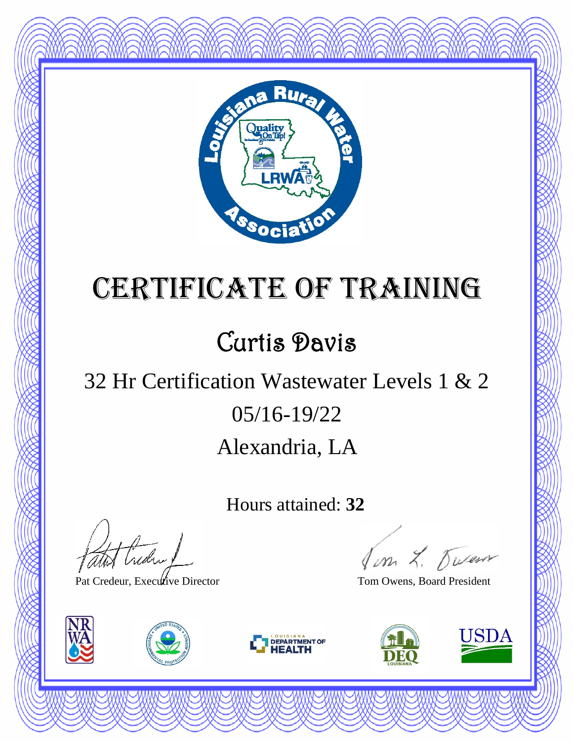# Certificate of Training

## Curtis Davis

32 Hr Certification Wastewater Levels 1 & 2

05/16-19/22

Alexandria, LA

Hours attained: **32**

Pat Credeur, Executive Director

Tom Owens, Board President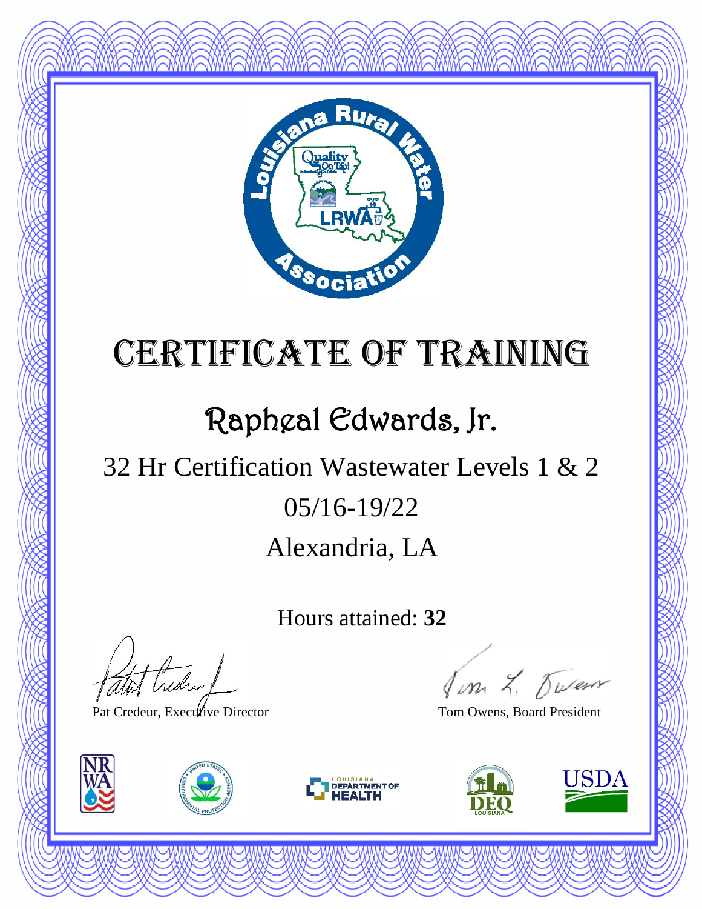# Certificate of Training

## Rapheal Edwards, Jr.

32 Hr Certification Wastewater Levels 1 & 2

05/16-19/22

Alexandria, LA

Hours attained: **32**

Pat Credeur, Executive Director

Tom Owens, Board President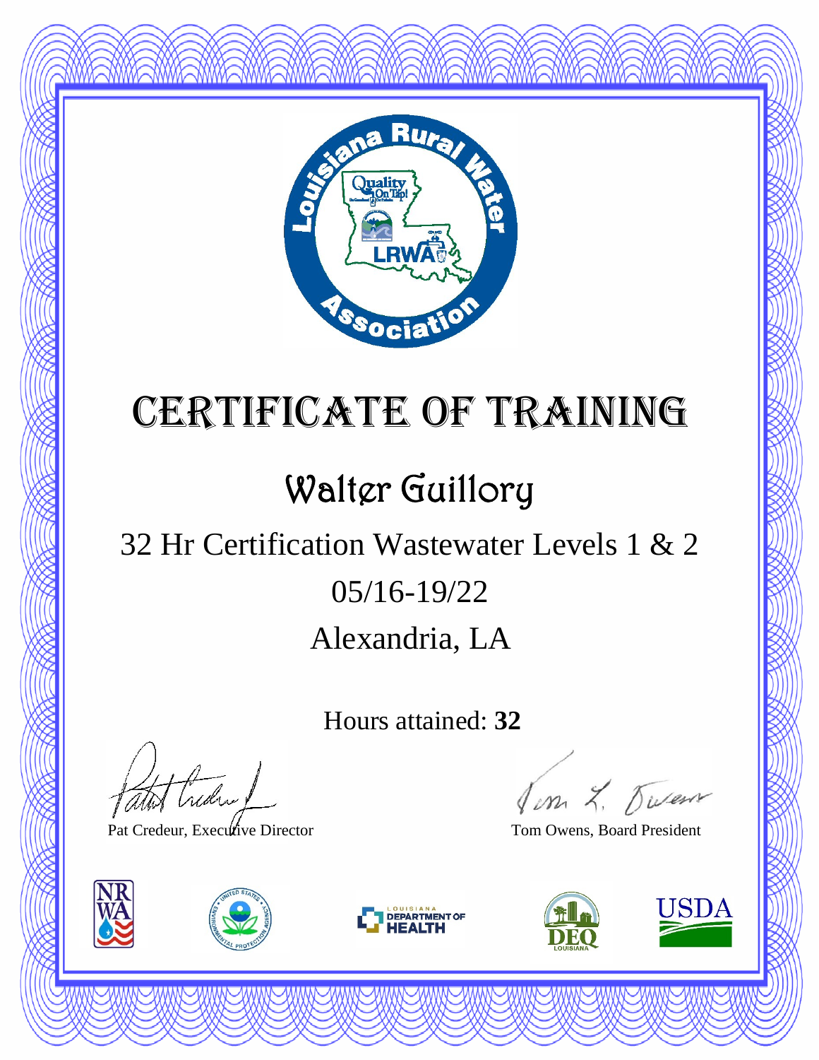# Certificate of Training

## Walter Guillory

32 Hr Certification Wastewater Levels 1 & 2

05/16-19/22

Alexandria, LA

Hours attained: **32**

Pat Credeur, Executive Director

Tom Owens, Board President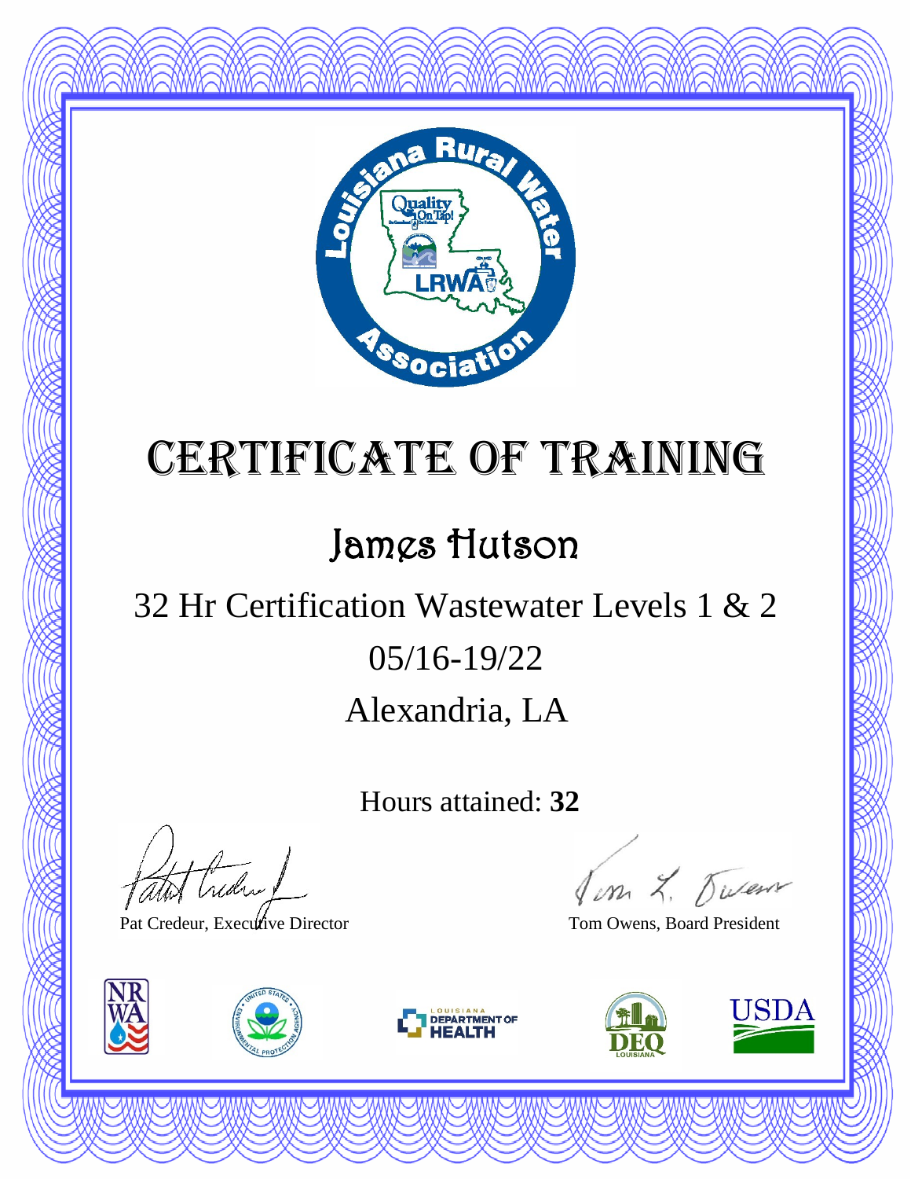# Certificate of Training

## James Hutson

32 Hr Certification Wastewater Levels 1 & 2

05/16-19/22

Alexandria, LA

Hours attained: **32**

Pat Credeur, Executive Director

Tom Owens, Board President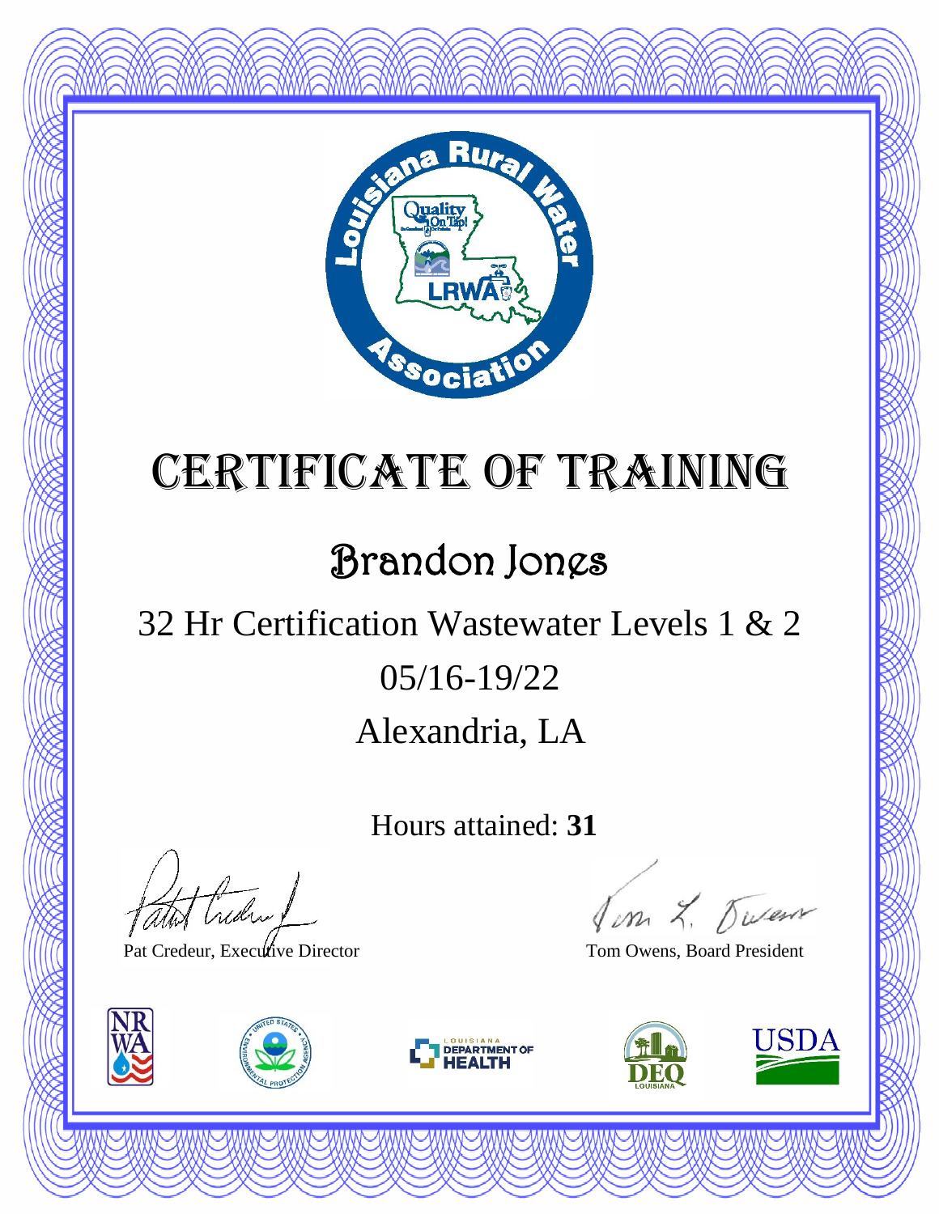# Certificate of Training

## Brandon Jones

32 Hr Certification Wastewater Levels 1 & 2

05/16-19/22

Alexandria, LA

Hours attained: **31**

Pat Credeur, Executive Director

Tom Owens, Board President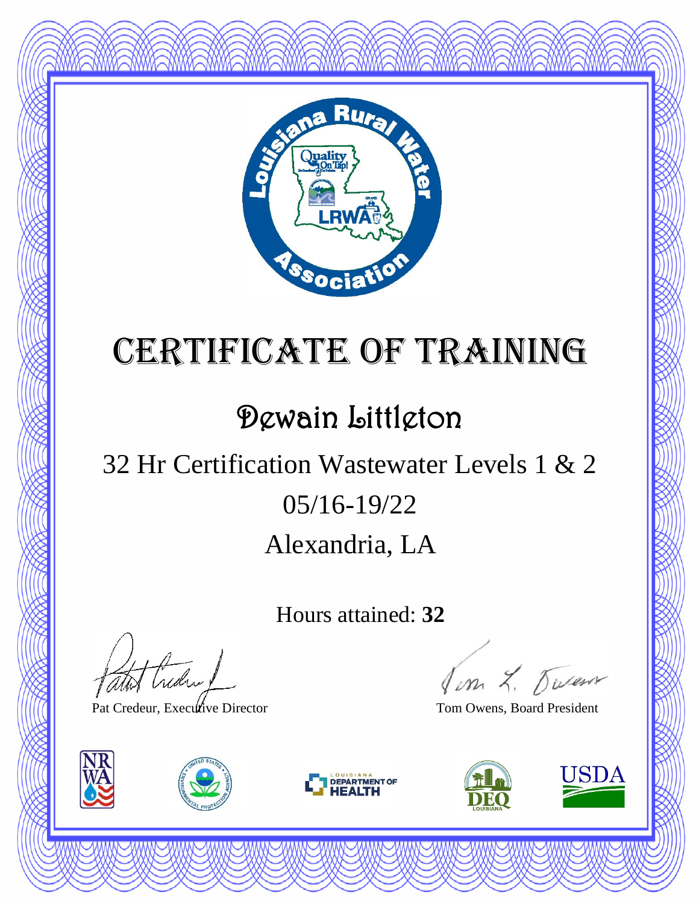# Certificate of Training

## Dewain Littleton

32 Hr Certification Wastewater Levels 1 & 2

05/16-19/22

Alexandria, LA

Hours attained: **32**

Pat Credeur, Executive Director

Tom Owens, Board President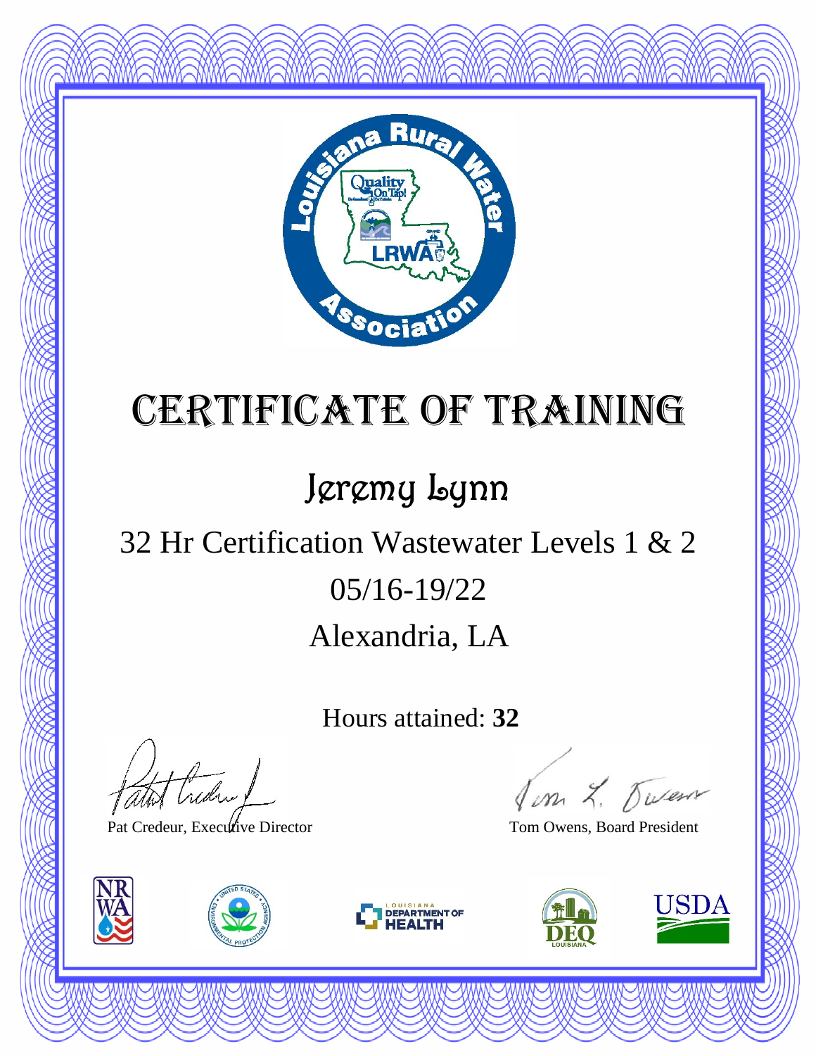# Certificate of Training

## Jeremy Lynn

32 Hr Certification Wastewater Levels 1 & 2

05/16-19/22

Alexandria, LA

Hours attained: **32**

Pat Credeur, Executive Director

Tom Owens, Board President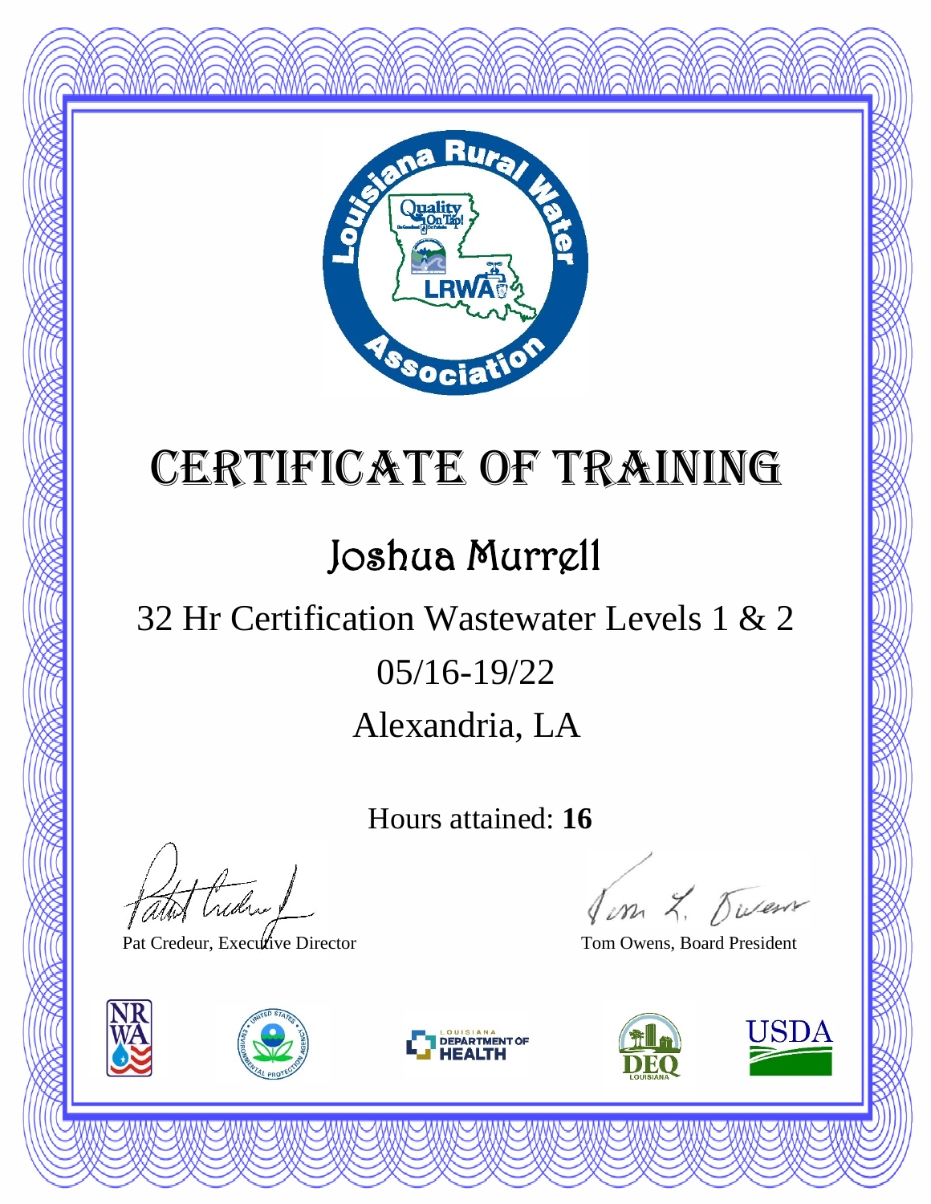# Certificate of Training

## Joshua Murrell

32 Hr Certification Wastewater Levels 1 & 2

05/16-19/22

Alexandria, LA

Hours attained: **16**

Pat Credeur, Executive Director

Tom Owens, Board President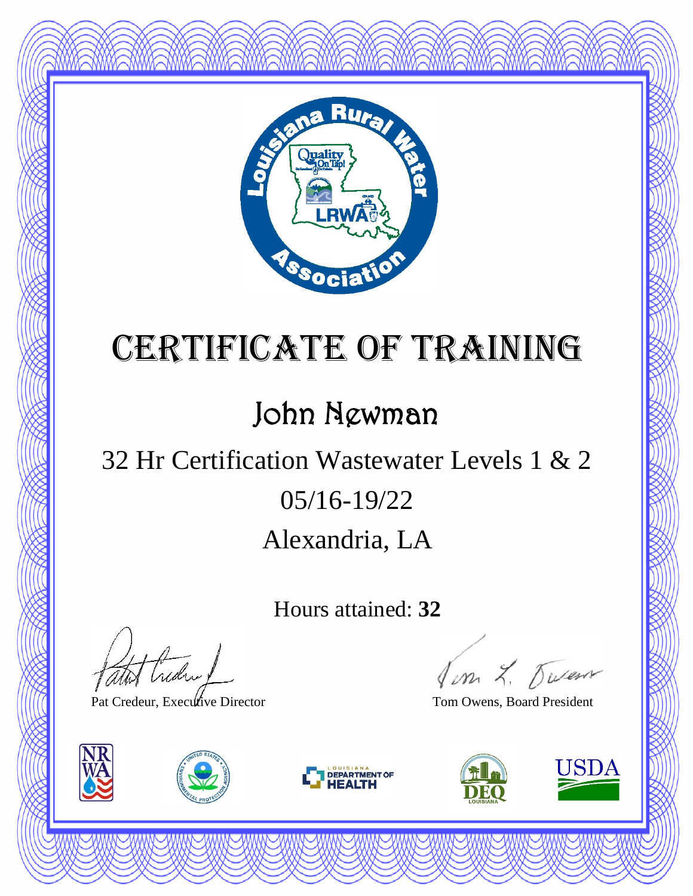# Certificate of Training

## John Newman

32 Hr Certification Wastewater Levels 1 & 2

05/16-19/22

Alexandria, LA

Hours attained: **32**

Pat Credeur, Executive Director

Tom Owens, Board President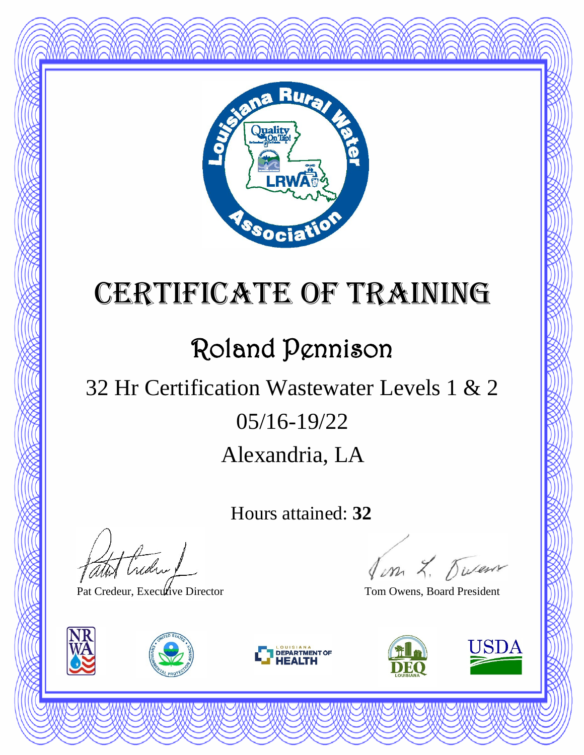# Certificate of Training

## Roland Pennison

32 Hr Certification Wastewater Levels 1 & 2

05/16-19/22

Alexandria, LA

Hours attained: **32**

Pat Credeur, Executive Director

Tom Owens, Board President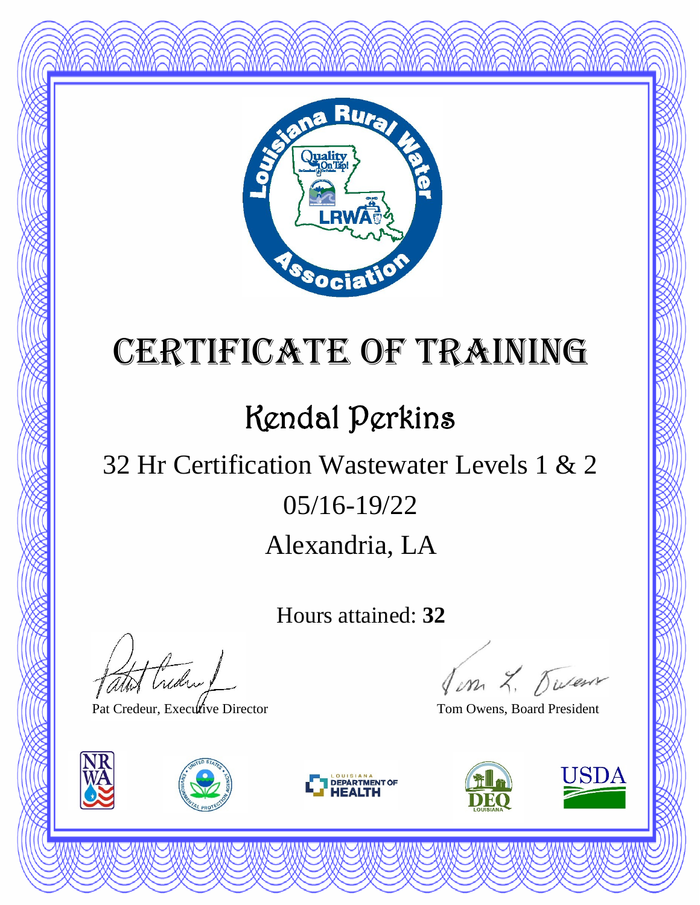# CERTIFICATE OF TRAINING

## Kendal Perkins

32 Hr Certification Wastewater Levels 1 & 2

05/16-19/22

Alexandria, LA

Hours attained: **32**

Pat Credeur, Executive Director

Tom Owens, Board President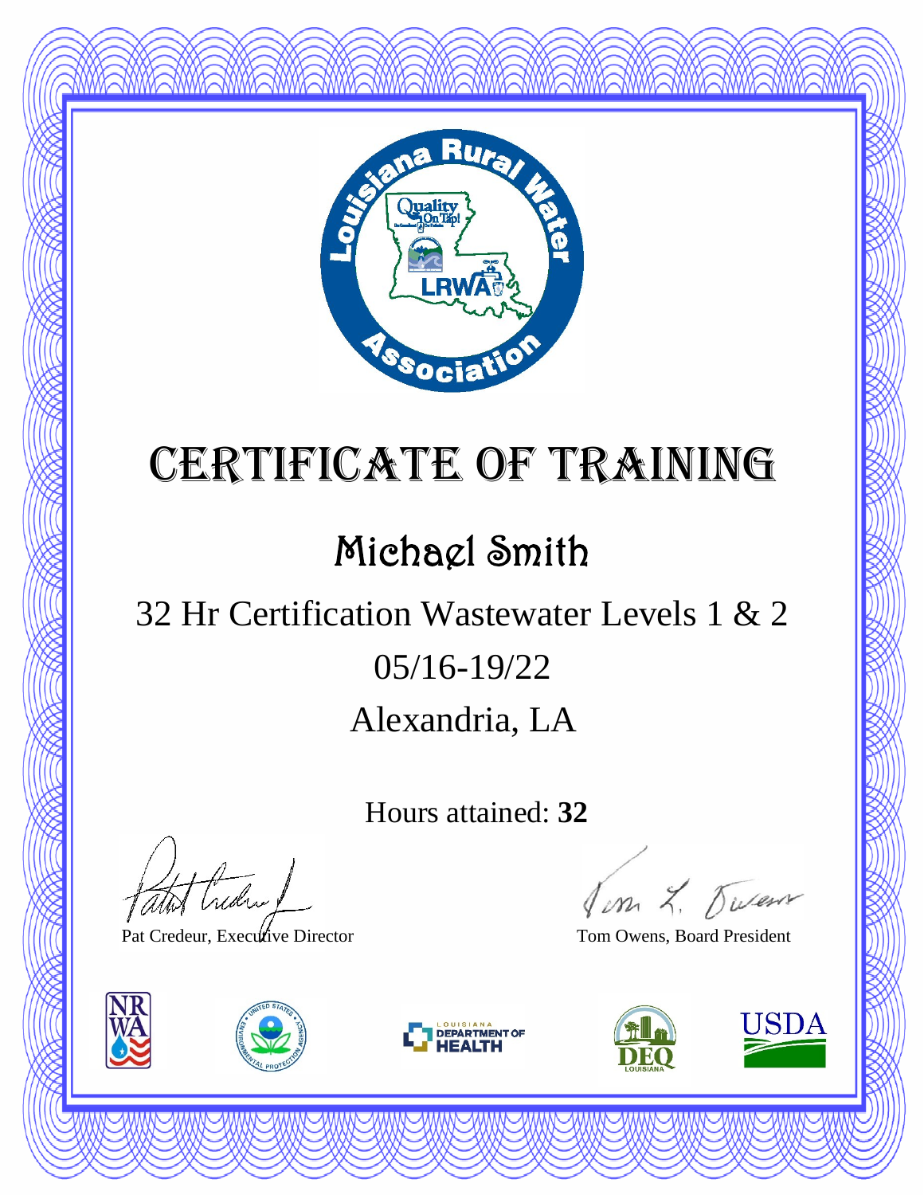# Certificate of Training

## Michael Smith

32 Hr Certification Wastewater Levels 1 & 2

05/16-19/22

Alexandria, LA

Hours attained: **32**

Pat Credeur, Executive Director

Tom Owens, Board President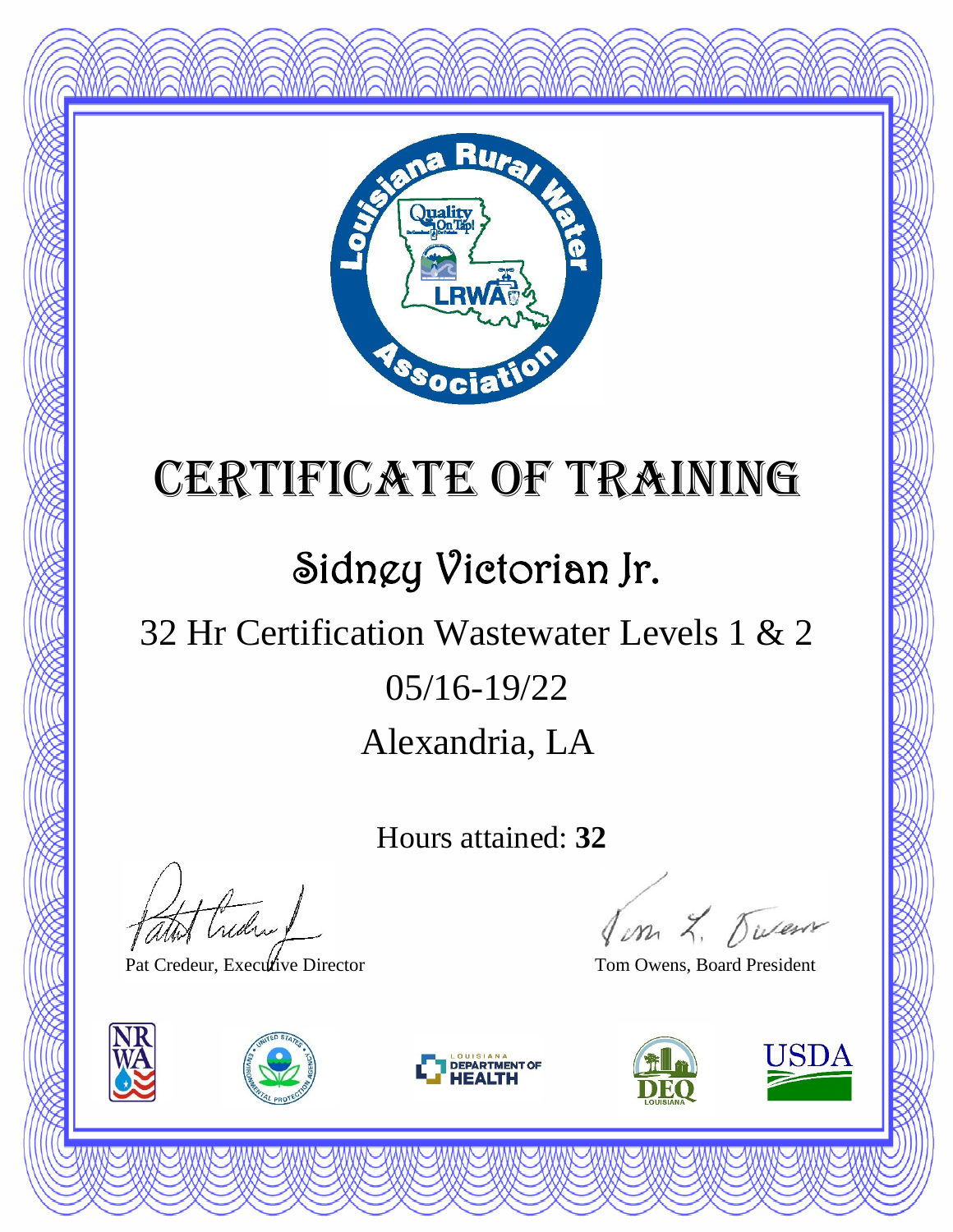# Certificate of Training

## Sidney Victorian Jr.

32 Hr Certification Wastewater Levels 1 & 2

05/16-19/22

Alexandria, LA

Hours attained: **32**

Pat Credeur, Executive Director

Tom Owens, Board President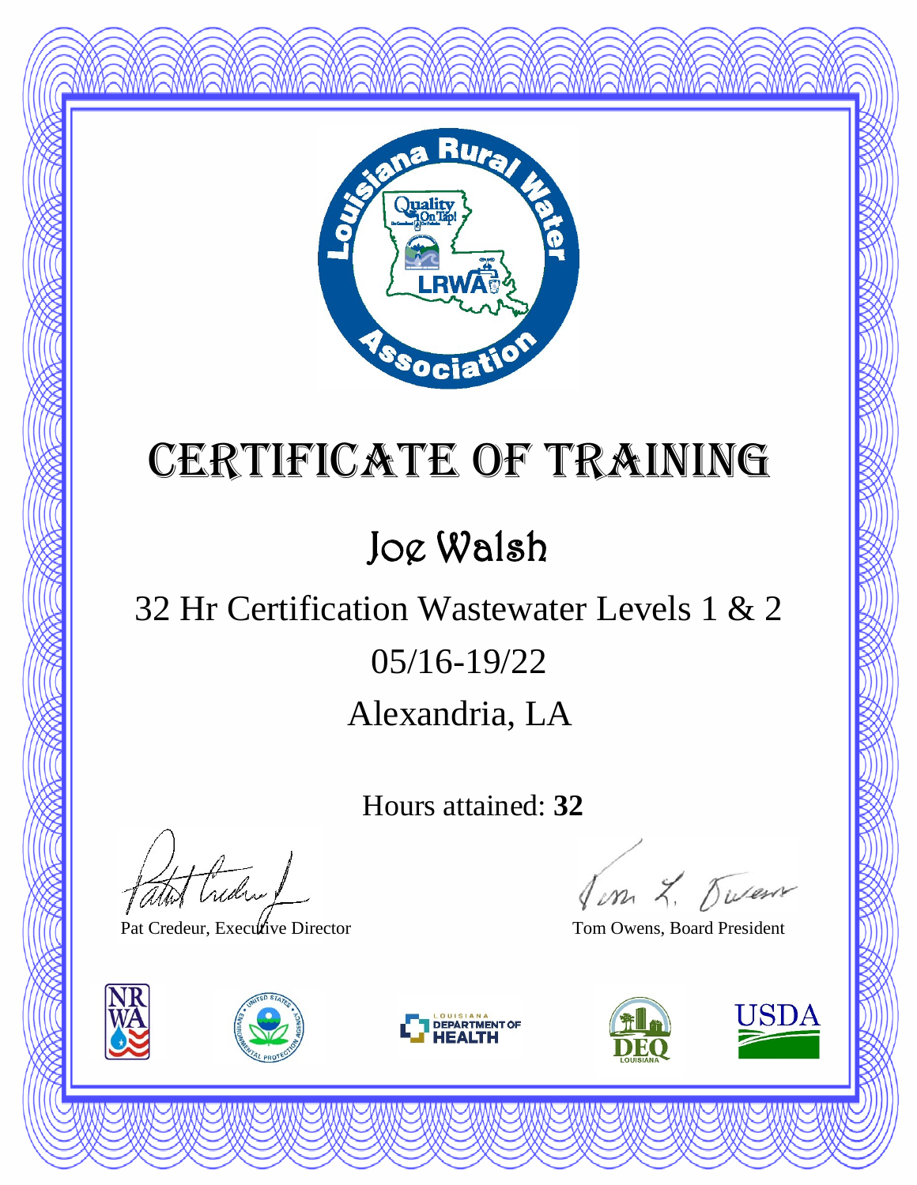# Certificate of Training

## Joe Walsh

32 Hr Certification Wastewater Levels 1 & 2

05/16-19/22

Alexandria, LA

Hours attained: **32**

Pat Credeur, Executive Director

Tom Owens, Board President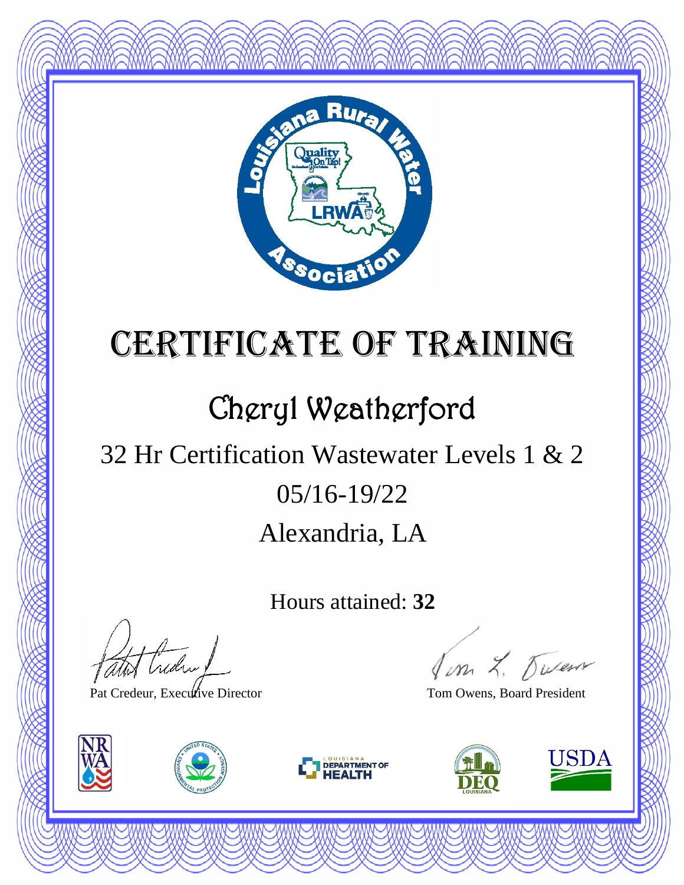# Certificate of Training

## Cheryl Weatherford

32 Hr Certification Wastewater Levels 1 & 2

05/16-19/22

Alexandria, LA

Hours attained: **32**

Pat Credeur, Executive Director

Tom Owens, Board President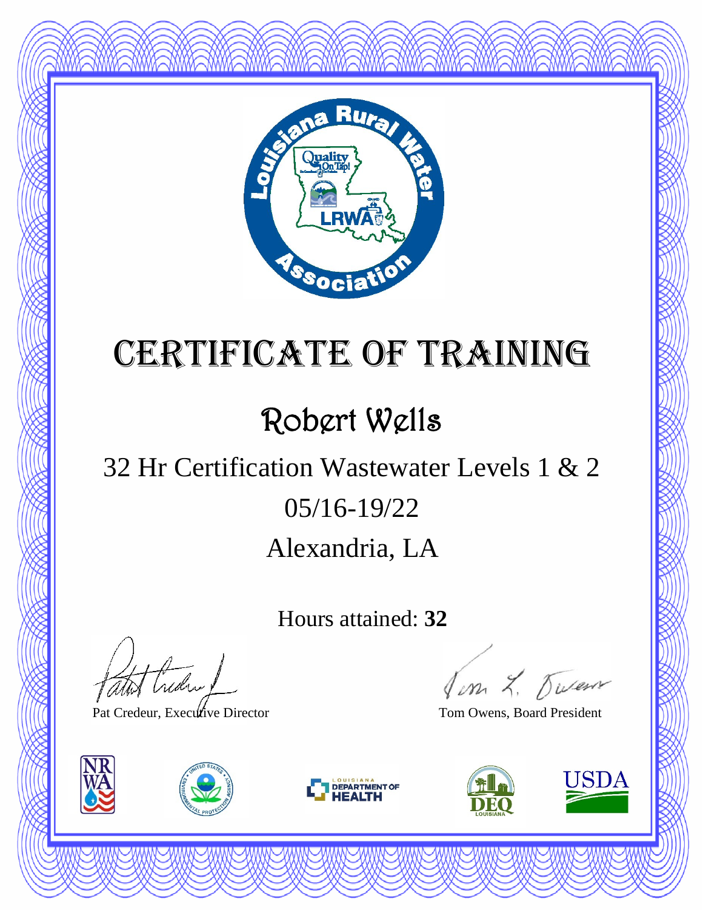# Certificate of Training

## Robert Wells

32 Hr Certification Wastewater Levels 1 & 2

05/16-19/22

Alexandria, LA

Hours attained: **32**

Pat Credeur, Executive Director

Tom Owens, Board President